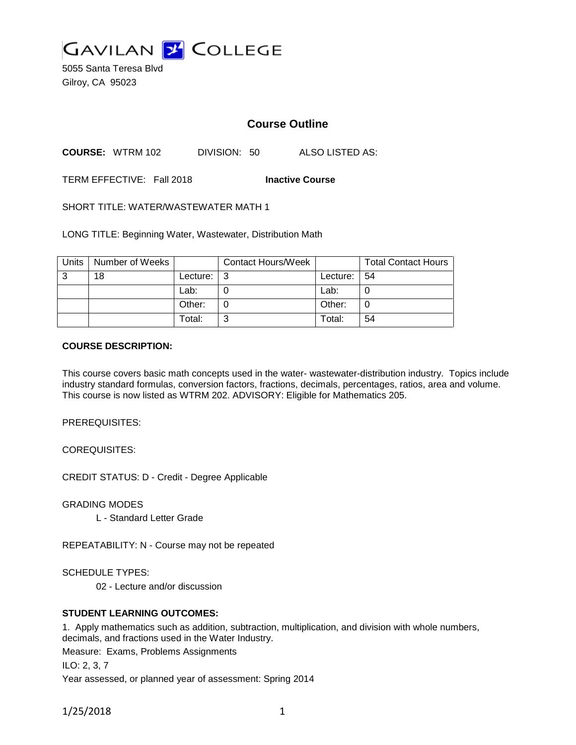GAVILAN COLLEGE

5055 Santa Teresa Blvd
Gilroy, CA 95023

## Course Outline

**COURSE:** WTRM 102 DIVISION: 50 ALSO LISTED AS:

TERM EFFECTIVE: Fall 2018 **Inactive Course**

SHORT TITLE: WATER/WASTEWATER MATH 1

LONG TITLE: Beginning Water, Wastewater, Distribution Math

| Units | Number of Weeks | | Contact Hours/Week | | Total Contact Hours |
|---|---|---|---|---|---|
| 3 | 18 | Lecture: | 3 | Lecture: | 54 |
| | | Lab: | 0 | Lab: | 0 |
| | | Other: | 0 | Other: | 0 |
| | | Total: | 3 | Total: | 54 |

**COURSE DESCRIPTION:**

This course covers basic math concepts used in the water- wastewater-distribution industry. Topics include industry standard formulas, conversion factors, fractions, decimals, percentages, ratios, area and volume. This course is now listed as WTRM 202. ADVISORY: Eligible for Mathematics 205.

PREREQUISITES:

COREQUISITES:

CREDIT STATUS: D - Credit - Degree Applicable

GRADING MODES

L - Standard Letter Grade

REPEATABILITY: N - Course may not be repeated

SCHEDULE TYPES:

02 - Lecture and/or discussion

**STUDENT LEARNING OUTCOMES:**

1. Apply mathematics such as addition, subtraction, multiplication, and division with whole numbers, decimals, and fractions used in the Water Industry.

Measure: Exams, Problems Assignments

ILO: 2, 3, 7

Year assessed, or planned year of assessment: Spring 2014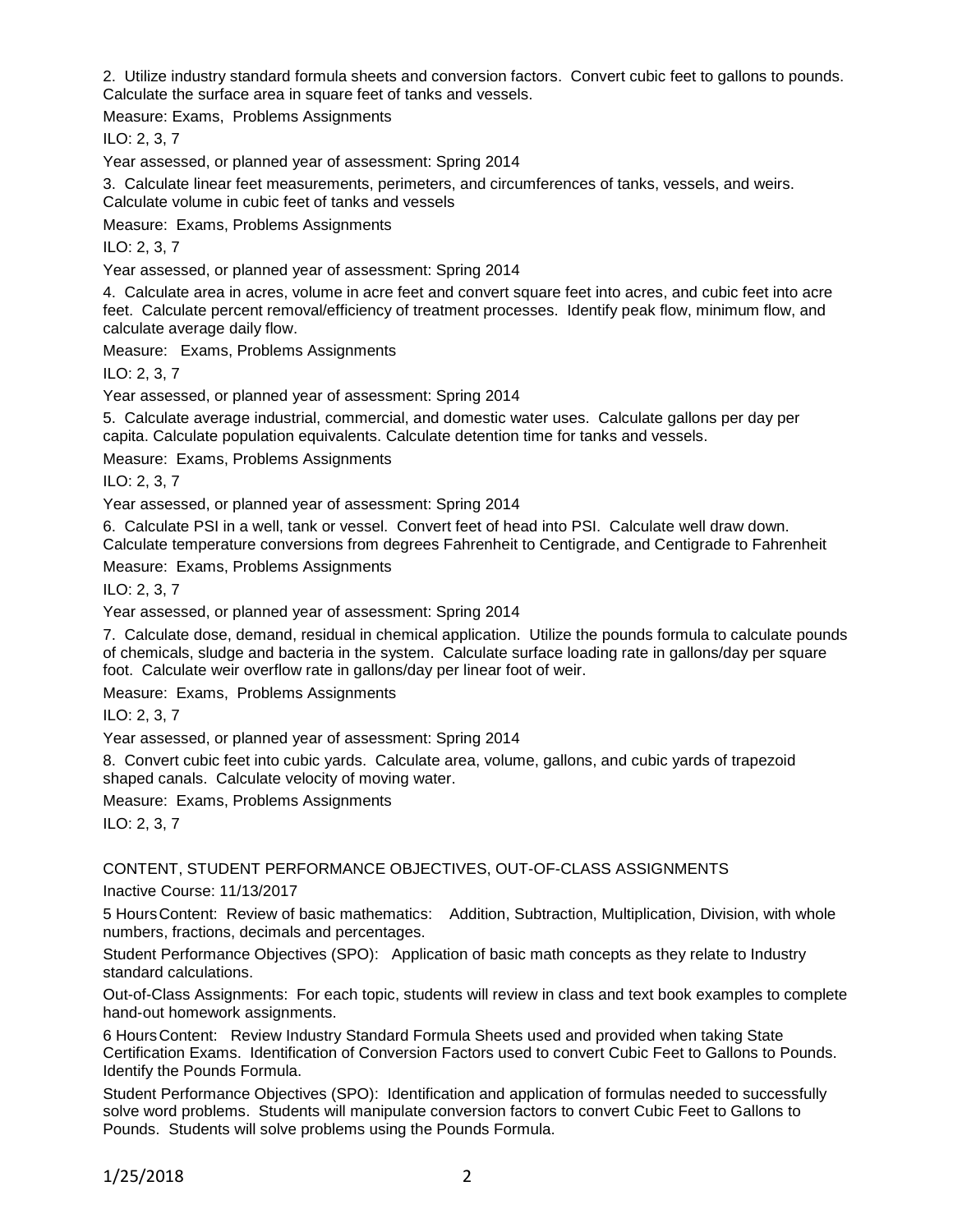2. Utilize industry standard formula sheets and conversion factors. Convert cubic feet to gallons to pounds. Calculate the surface area in square feet of tanks and vessels.

Measure: Exams, Problems Assignments

ILO: 2, 3, 7

Year assessed, or planned year of assessment: Spring 2014

3. Calculate linear feet measurements, perimeters, and circumferences of tanks, vessels, and weirs. Calculate volume in cubic feet of tanks and vessels

Measure: Exams, Problems Assignments

ILO: 2, 3, 7

Year assessed, or planned year of assessment: Spring 2014

4. Calculate area in acres, volume in acre feet and convert square feet into acres, and cubic feet into acre feet. Calculate percent removal/efficiency of treatment processes. Identify peak flow, minimum flow, and calculate average daily flow.

Measure: Exams, Problems Assignments

ILO: 2, 3, 7

Year assessed, or planned year of assessment: Spring 2014

5. Calculate average industrial, commercial, and domestic water uses. Calculate gallons per day per capita. Calculate population equivalents. Calculate detention time for tanks and vessels.

Measure: Exams, Problems Assignments

ILO: 2, 3, 7

Year assessed, or planned year of assessment: Spring 2014

6. Calculate PSI in a well, tank or vessel. Convert feet of head into PSI. Calculate well draw down. Calculate temperature conversions from degrees Fahrenheit to Centigrade, and Centigrade to Fahrenheit

Measure: Exams, Problems Assignments

ILO: 2, 3, 7

Year assessed, or planned year of assessment: Spring 2014

7. Calculate dose, demand, residual in chemical application. Utilize the pounds formula to calculate pounds of chemicals, sludge and bacteria in the system. Calculate surface loading rate in gallons/day per square foot. Calculate weir overflow rate in gallons/day per linear foot of weir.

Measure: Exams, Problems Assignments

ILO: 2, 3, 7

Year assessed, or planned year of assessment: Spring 2014

8. Convert cubic feet into cubic yards. Calculate area, volume, gallons, and cubic yards of trapezoid shaped canals. Calculate velocity of moving water.

Measure: Exams, Problems Assignments

ILO: 2, 3, 7

## CONTENT, STUDENT PERFORMANCE OBJECTIVES, OUT-OF-CLASS ASSIGNMENTS

Inactive Course: 11/13/2017

5 Hours Content: Review of basic mathematics: Addition, Subtraction, Multiplication, Division, with whole numbers, fractions, decimals and percentages.

Student Performance Objectives (SPO): Application of basic math concepts as they relate to Industry standard calculations.

Out-of-Class Assignments: For each topic, students will review in class and text book examples to complete hand-out homework assignments.

6 Hours Content: Review Industry Standard Formula Sheets used and provided when taking State Certification Exams. Identification of Conversion Factors used to convert Cubic Feet to Gallons to Pounds. Identify the Pounds Formula.

Student Performance Objectives (SPO): Identification and application of formulas needed to successfully solve word problems. Students will manipulate conversion factors to convert Cubic Feet to Gallons to Pounds. Students will solve problems using the Pounds Formula.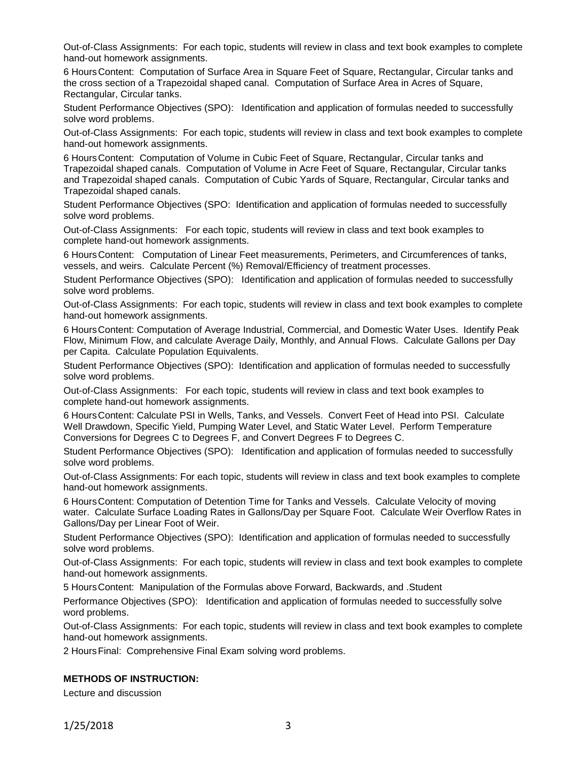Out-of-Class Assignments: For each topic, students will review in class and text book examples to complete hand-out homework assignments.

6 Hours Content: Computation of Surface Area in Square Feet of Square, Rectangular, Circular tanks and the cross section of a Trapezoidal shaped canal. Computation of Surface Area in Acres of Square, Rectangular, Circular tanks.

Student Performance Objectives (SPO): Identification and application of formulas needed to successfully solve word problems.

Out-of-Class Assignments: For each topic, students will review in class and text book examples to complete hand-out homework assignments.

6 Hours Content: Computation of Volume in Cubic Feet of Square, Rectangular, Circular tanks and Trapezoidal shaped canals. Computation of Volume in Acre Feet of Square, Rectangular, Circular tanks and Trapezoidal shaped canals. Computation of Cubic Yards of Square, Rectangular, Circular tanks and Trapezoidal shaped canals.

Student Performance Objectives (SPO: Identification and application of formulas needed to successfully solve word problems.

Out-of-Class Assignments: For each topic, students will review in class and text book examples to complete hand-out homework assignments.

6 Hours Content: Computation of Linear Feet measurements, Perimeters, and Circumferences of tanks, vessels, and weirs. Calculate Percent (%) Removal/Efficiency of treatment processes.

Student Performance Objectives (SPO): Identification and application of formulas needed to successfully solve word problems.

Out-of-Class Assignments: For each topic, students will review in class and text book examples to complete hand-out homework assignments.

6 Hours Content: Computation of Average Industrial, Commercial, and Domestic Water Uses. Identify Peak Flow, Minimum Flow, and calculate Average Daily, Monthly, and Annual Flows. Calculate Gallons per Day per Capita. Calculate Population Equivalents.

Student Performance Objectives (SPO): Identification and application of formulas needed to successfully solve word problems.

Out-of-Class Assignments: For each topic, students will review in class and text book examples to complete hand-out homework assignments.

6 Hours Content: Calculate PSI in Wells, Tanks, and Vessels. Convert Feet of Head into PSI. Calculate Well Drawdown, Specific Yield, Pumping Water Level, and Static Water Level. Perform Temperature Conversions for Degrees C to Degrees F, and Convert Degrees F to Degrees C.

Student Performance Objectives (SPO): Identification and application of formulas needed to successfully solve word problems.

Out-of-Class Assignments: For each topic, students will review in class and text book examples to complete hand-out homework assignments.

6 Hours Content: Computation of Detention Time for Tanks and Vessels. Calculate Velocity of moving water. Calculate Surface Loading Rates in Gallons/Day per Square Foot. Calculate Weir Overflow Rates in Gallons/Day per Linear Foot of Weir.

Student Performance Objectives (SPO): Identification and application of formulas needed to successfully solve word problems.

Out-of-Class Assignments: For each topic, students will review in class and text book examples to complete hand-out homework assignments.

5 Hours Content: Manipulation of the Formulas above Forward, Backwards, and .Student

Performance Objectives (SPO): Identification and application of formulas needed to successfully solve word problems.

Out-of-Class Assignments: For each topic, students will review in class and text book examples to complete hand-out homework assignments.

2 Hours Final: Comprehensive Final Exam solving word problems.

**METHODS OF INSTRUCTION:**

Lecture and discussion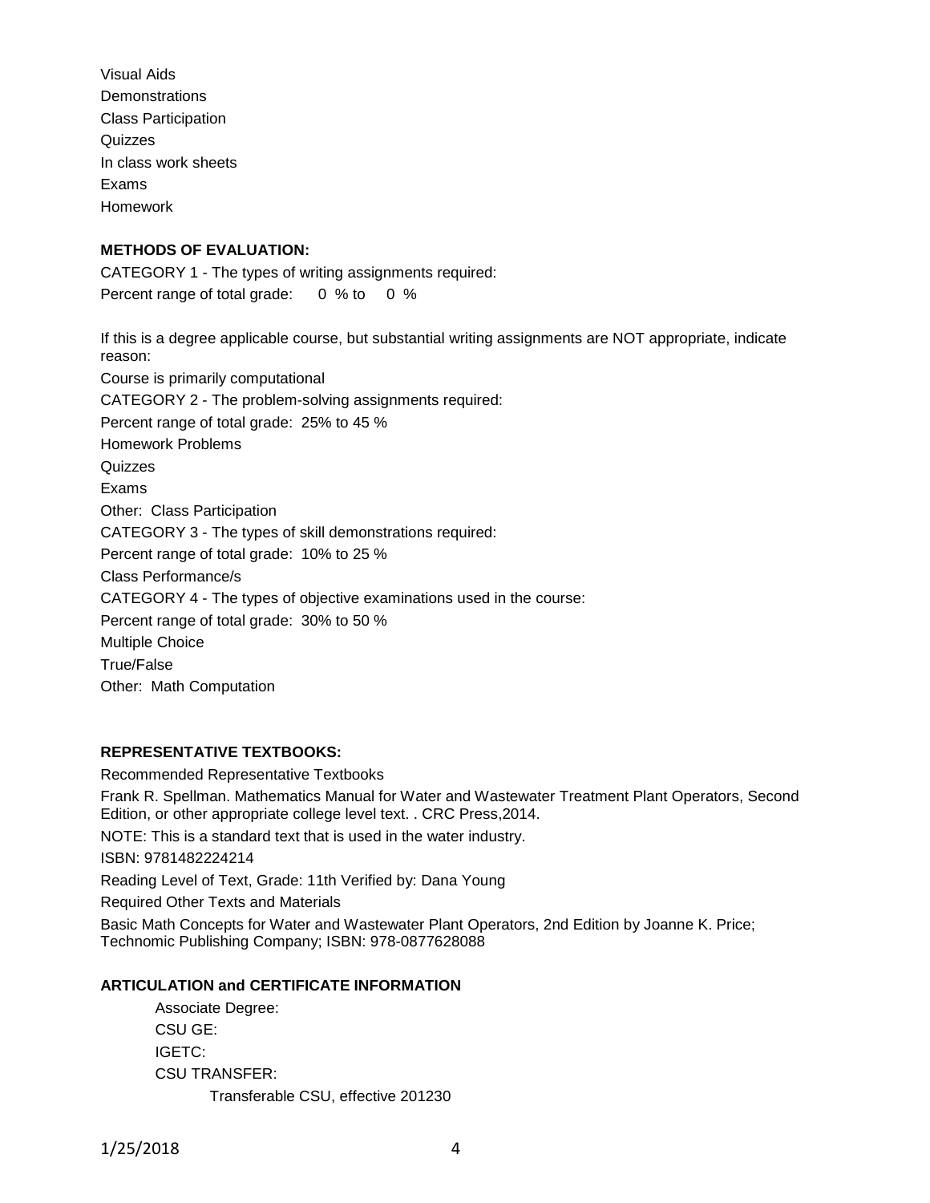Visual Aids
Demonstrations
Class Participation
Quizzes
In class work sheets
Exams
Homework

**METHODS OF EVALUATION:**

CATEGORY 1 - The types of writing assignments required:
Percent range of total grade: 0 % to 0 %

If this is a degree applicable course, but substantial writing assignments are NOT appropriate, indicate reason:
Course is primarily computational
CATEGORY 2 - The problem-solving assignments required:
Percent range of total grade: 25% to 45 %
Homework Problems
Quizzes
Exams
Other: Class Participation
CATEGORY 3 - The types of skill demonstrations required:
Percent range of total grade: 10% to 25 %
Class Performance/s
CATEGORY 4 - The types of objective examinations used in the course:
Percent range of total grade: 30% to 50 %
Multiple Choice
True/False
Other: Math Computation

**REPRESENTATIVE TEXTBOOKS:**

Recommended Representative Textbooks
Frank R. Spellman. Mathematics Manual for Water and Wastewater Treatment Plant Operators, Second Edition, or other appropriate college level text. . CRC Press,2014.
NOTE: This is a standard text that is used in the water industry.
ISBN: 9781482224214
Reading Level of Text, Grade: 11th Verified by: Dana Young
Required Other Texts and Materials
Basic Math Concepts for Water and Wastewater Plant Operators, 2nd Edition by Joanne K. Price; Technomic Publishing Company; ISBN: 978-0877628088

**ARTICULATION and CERTIFICATE INFORMATION**

Associate Degree:
CSU GE:
IGETC:
CSU TRANSFER:
Transferable CSU, effective 201230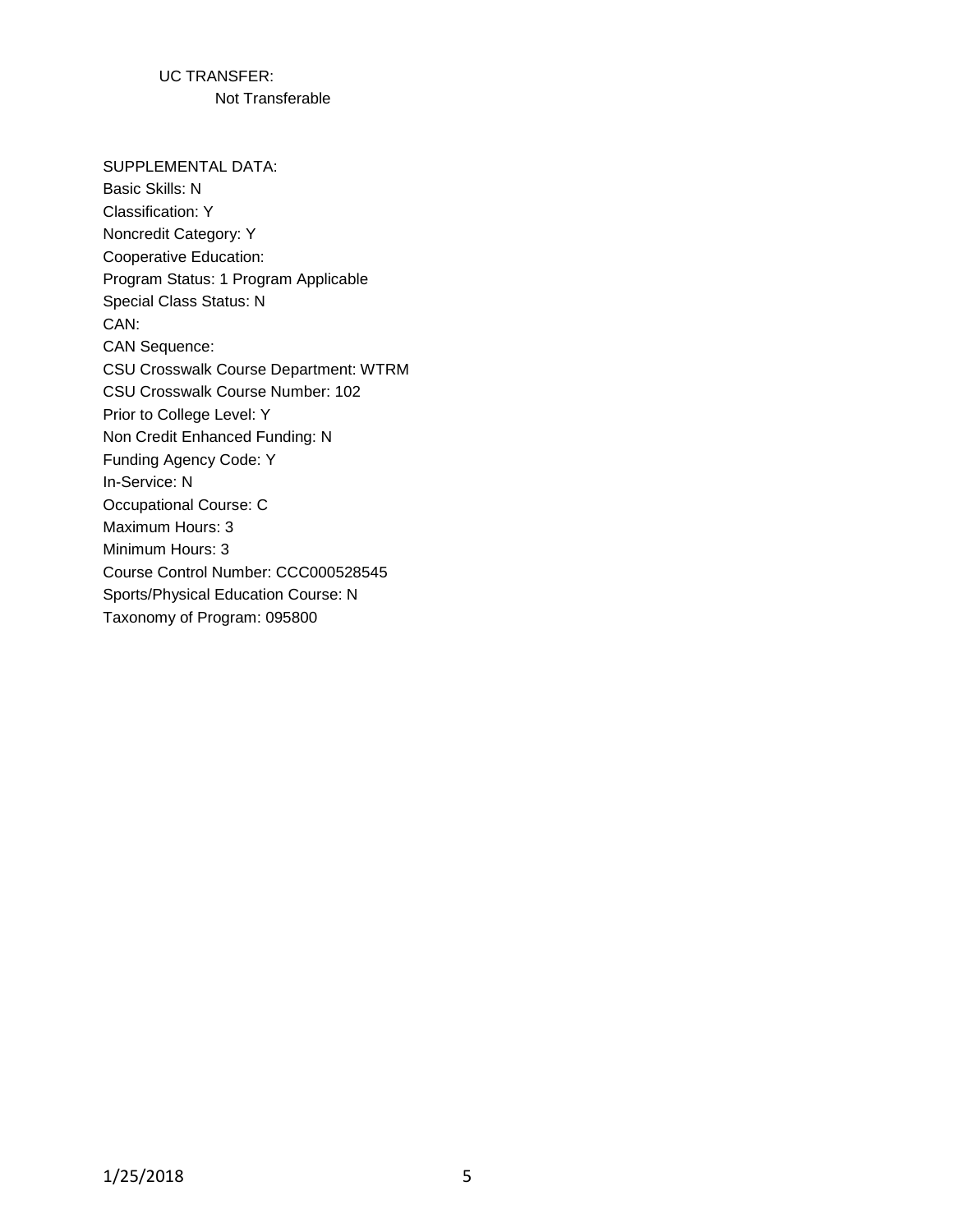UC TRANSFER:

Not Transferable

SUPPLEMENTAL DATA:

Basic Skills: N

Classification: Y

Noncredit Category: Y

Cooperative Education:

Program Status: 1 Program Applicable

Special Class Status: N

CAN:

CAN Sequence:

CSU Crosswalk Course Department: WTRM

CSU Crosswalk Course Number: 102

Prior to College Level: Y

Non Credit Enhanced Funding: N

Funding Agency Code: Y

In-Service: N

Occupational Course: C

Maximum Hours: 3

Minimum Hours: 3

Course Control Number: CCC000528545

Sports/Physical Education Course: N

Taxonomy of Program: 095800